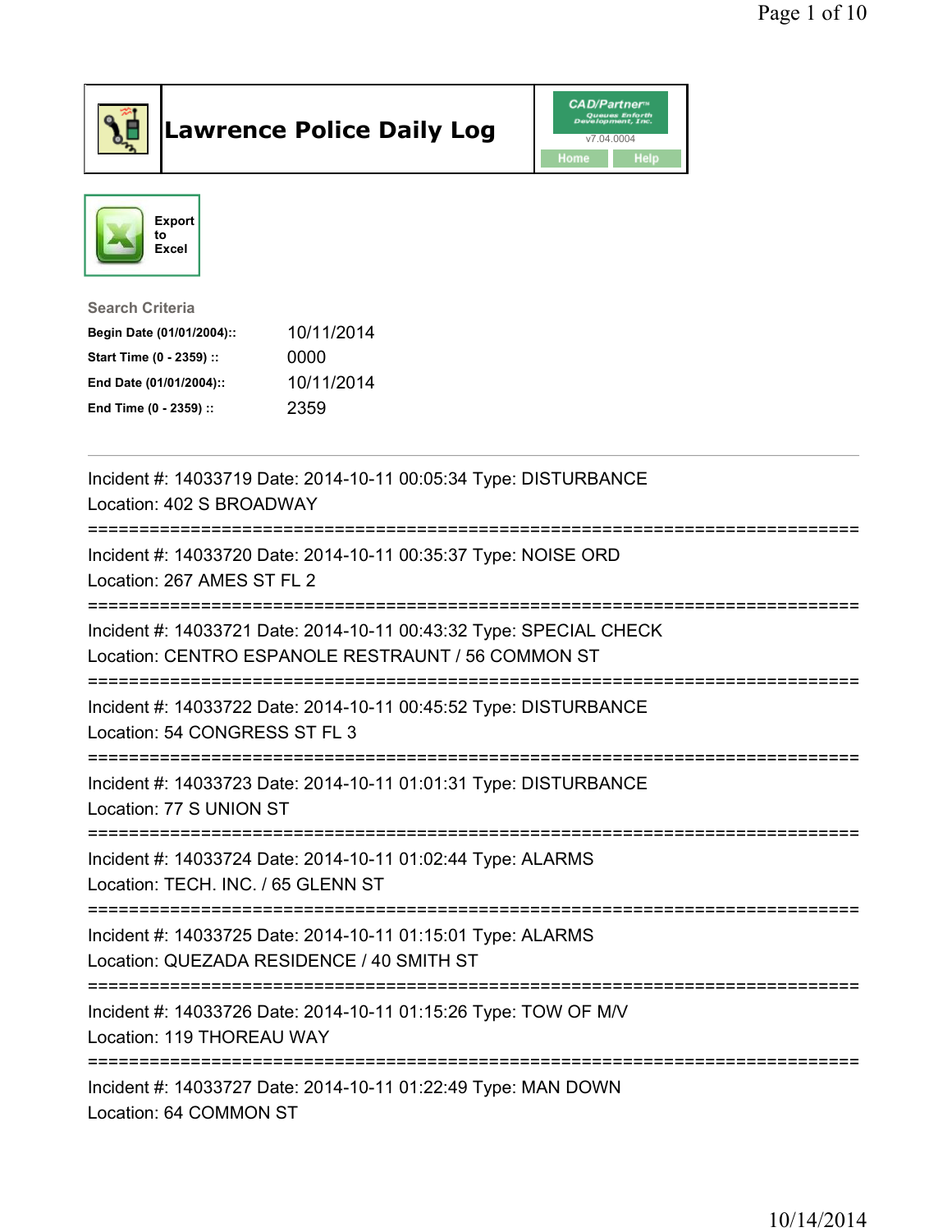# Lawrence Police Daily Log

Export to Excel

**Search Criteria**

| | |
|---|---|
| **Begin Date (01/01/2004)::** | 10/11/2014 |
| **Start Time (0 - 2359) ::** | 0000 |
| **End Date (01/01/2004)::** | 10/11/2014 |
| **End Time (0 - 2359) ::** | 2359 |

---

Incident #: 14033719 Date: 2014-10-11 00:05:34 Type: DISTURBANCE
Location: 402 S BROADWAY

===========================================================================

Incident #: 14033720 Date: 2014-10-11 00:35:37 Type: NOISE ORD
Location: 267 AMES ST FL 2

===========================================================================

Incident #: 14033721 Date: 2014-10-11 00:43:32 Type: SPECIAL CHECK
Location: CENTRO ESPANOLE RESTRAUNT / 56 COMMON ST

===========================================================================

Incident #: 14033722 Date: 2014-10-11 00:45:52 Type: DISTURBANCE
Location: 54 CONGRESS ST FL 3

===========================================================================

Incident #: 14033723 Date: 2014-10-11 01:01:31 Type: DISTURBANCE
Location: 77 S UNION ST

===========================================================================

Incident #: 14033724 Date: 2014-10-11 01:02:44 Type: ALARMS
Location: TECH. INC. / 65 GLENN ST

===========================================================================

Incident #: 14033725 Date: 2014-10-11 01:15:01 Type: ALARMS
Location: QUEZADA RESIDENCE / 40 SMITH ST

===========================================================================

Incident #: 14033726 Date: 2014-10-11 01:15:26 Type: TOW OF M/V
Location: 119 THOREAU WAY

===========================================================================

Incident #: 14033727 Date: 2014-10-11 01:22:49 Type: MAN DOWN
Location: 64 COMMON ST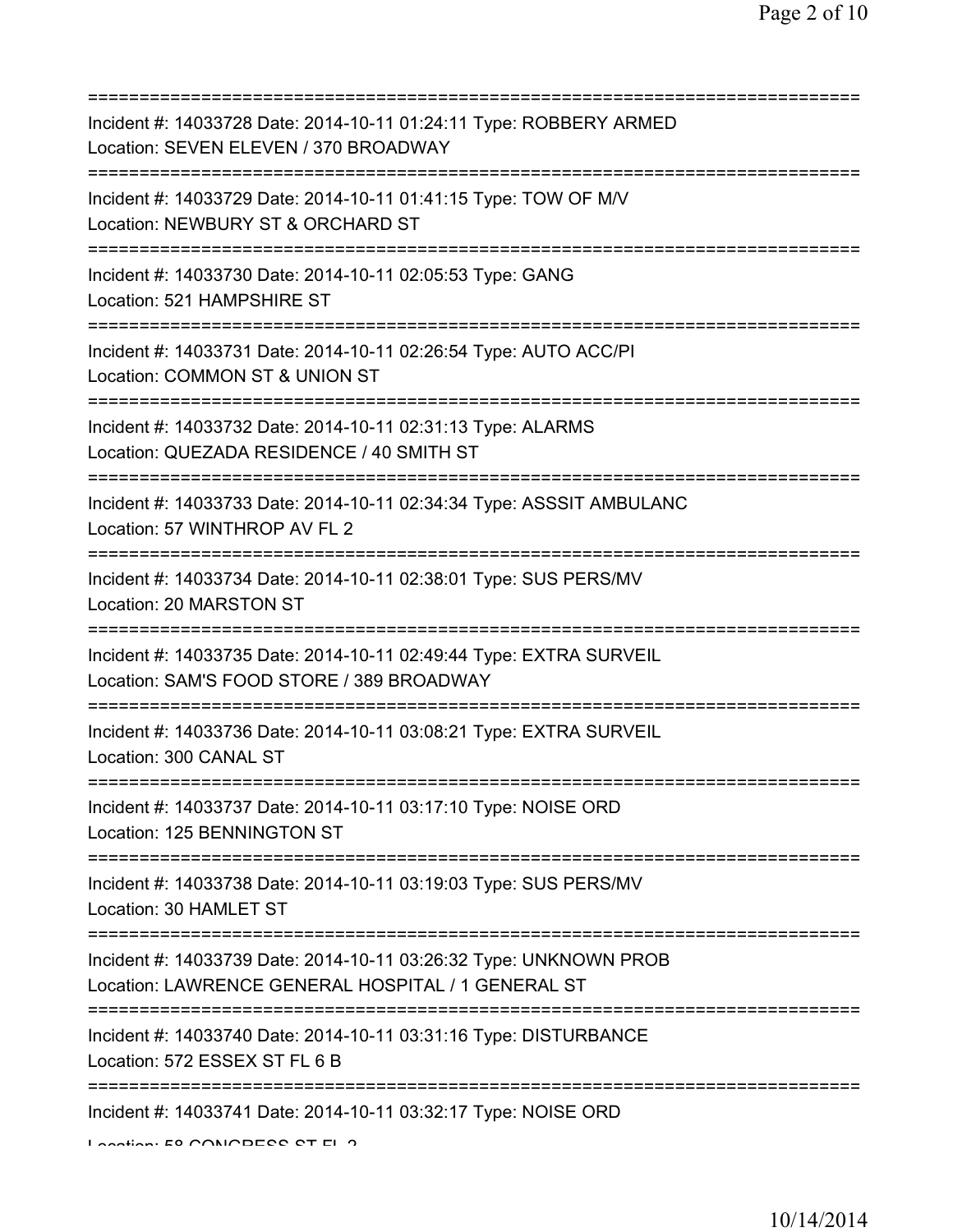===========================================================================

Incident #: 14033728 Date: 2014-10-11 01:24:11 Type: ROBBERY ARMED
Location: SEVEN ELEVEN / 370 BROADWAY

===========================================================================

Incident #: 14033729 Date: 2014-10-11 01:41:15 Type: TOW OF M/V
Location: NEWBURY ST & ORCHARD ST

===========================================================================

Incident #: 14033730 Date: 2014-10-11 02:05:53 Type: GANG
Location: 521 HAMPSHIRE ST

===========================================================================

Incident #: 14033731 Date: 2014-10-11 02:26:54 Type: AUTO ACC/PI
Location: COMMON ST & UNION ST

===========================================================================

Incident #: 14033732 Date: 2014-10-11 02:31:13 Type: ALARMS
Location: QUEZADA RESIDENCE / 40 SMITH ST

===========================================================================

Incident #: 14033733 Date: 2014-10-11 02:34:34 Type: ASSSIT AMBULANC
Location: 57 WINTHROP AV FL 2

===========================================================================

Incident #: 14033734 Date: 2014-10-11 02:38:01 Type: SUS PERS/MV
Location: 20 MARSTON ST

===========================================================================

Incident #: 14033735 Date: 2014-10-11 02:49:44 Type: EXTRA SURVEIL
Location: SAM'S FOOD STORE / 389 BROADWAY

===========================================================================

Incident #: 14033736 Date: 2014-10-11 03:08:21 Type: EXTRA SURVEIL
Location: 300 CANAL ST

===========================================================================

Incident #: 14033737 Date: 2014-10-11 03:17:10 Type: NOISE ORD
Location: 125 BENNINGTON ST

===========================================================================

Incident #: 14033738 Date: 2014-10-11 03:19:03 Type: SUS PERS/MV
Location: 30 HAMLET ST

===========================================================================

Incident #: 14033739 Date: 2014-10-11 03:26:32 Type: UNKNOWN PROB
Location: LAWRENCE GENERAL HOSPITAL / 1 GENERAL ST

===========================================================================

Incident #: 14033740 Date: 2014-10-11 03:31:16 Type: DISTURBANCE
Location: 572 ESSEX ST FL 6 B

===========================================================================

Incident #: 14033741 Date: 2014-10-11 03:32:17 Type: NOISE ORD
Location: 58 CONGRESS ST FL 2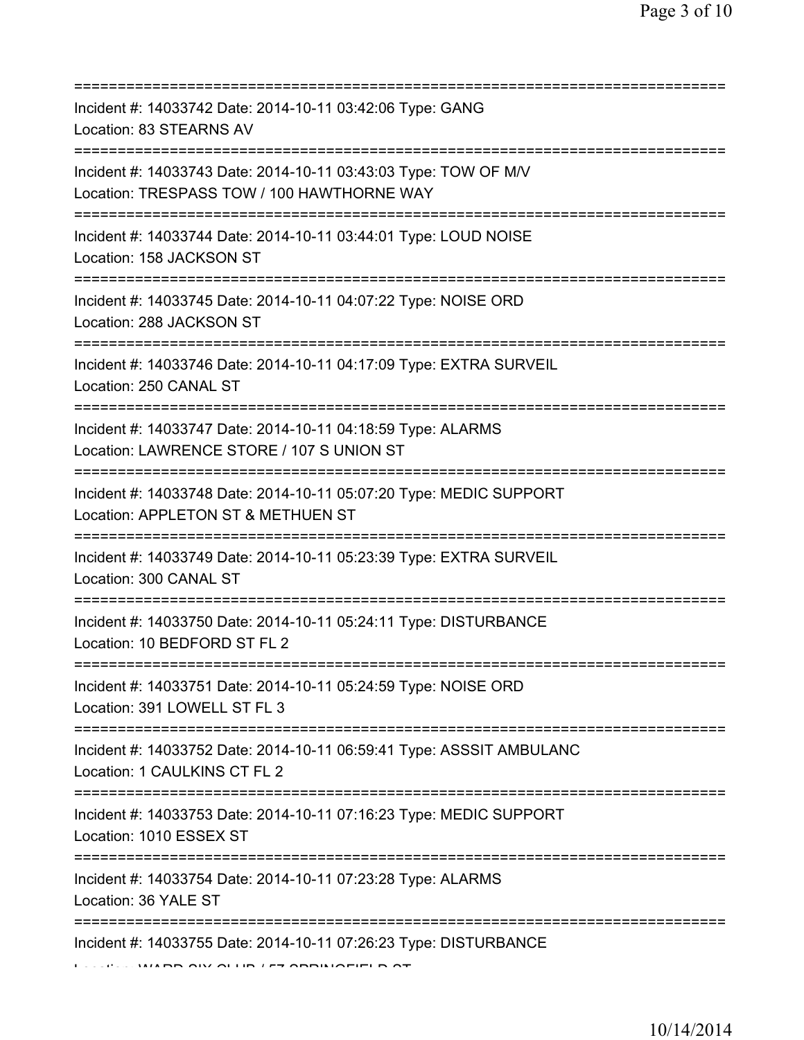==============================================================================
Incident #: 14033742 Date: 2014-10-11 03:42:06 Type: GANG
Location: 83 STEARNS AV
==============================================================================
Incident #: 14033743 Date: 2014-10-11 03:43:03 Type: TOW OF M/V
Location: TRESPASS TOW / 100 HAWTHORNE WAY
==============================================================================
Incident #: 14033744 Date: 2014-10-11 03:44:01 Type: LOUD NOISE
Location: 158 JACKSON ST
==============================================================================
Incident #: 14033745 Date: 2014-10-11 04:07:22 Type: NOISE ORD
Location: 288 JACKSON ST
==============================================================================
Incident #: 14033746 Date: 2014-10-11 04:17:09 Type: EXTRA SURVEIL
Location: 250 CANAL ST
==============================================================================
Incident #: 14033747 Date: 2014-10-11 04:18:59 Type: ALARMS
Location: LAWRENCE STORE / 107 S UNION ST
==============================================================================
Incident #: 14033748 Date: 2014-10-11 05:07:20 Type: MEDIC SUPPORT
Location: APPLETON ST & METHUEN ST
==============================================================================
Incident #: 14033749 Date: 2014-10-11 05:23:39 Type: EXTRA SURVEIL
Location: 300 CANAL ST
==============================================================================
Incident #: 14033750 Date: 2014-10-11 05:24:11 Type: DISTURBANCE
Location: 10 BEDFORD ST FL 2
==============================================================================
Incident #: 14033751 Date: 2014-10-11 05:24:59 Type: NOISE ORD
Location: 391 LOWELL ST FL 3
==============================================================================
Incident #: 14033752 Date: 2014-10-11 06:59:41 Type: ASSSIT AMBULANC
Location: 1 CAULKINS CT FL 2
==============================================================================
Incident #: 14033753 Date: 2014-10-11 07:16:23 Type: MEDIC SUPPORT
Location: 1010 ESSEX ST
==============================================================================
Incident #: 14033754 Date: 2014-10-11 07:23:28 Type: ALARMS
Location: 36 YALE ST
==============================================================================
Incident #: 14033755 Date: 2014-10-11 07:26:23 Type: DISTURBANCE
Location: WARD SIX CLUB / 57 SPRINGFIELD ST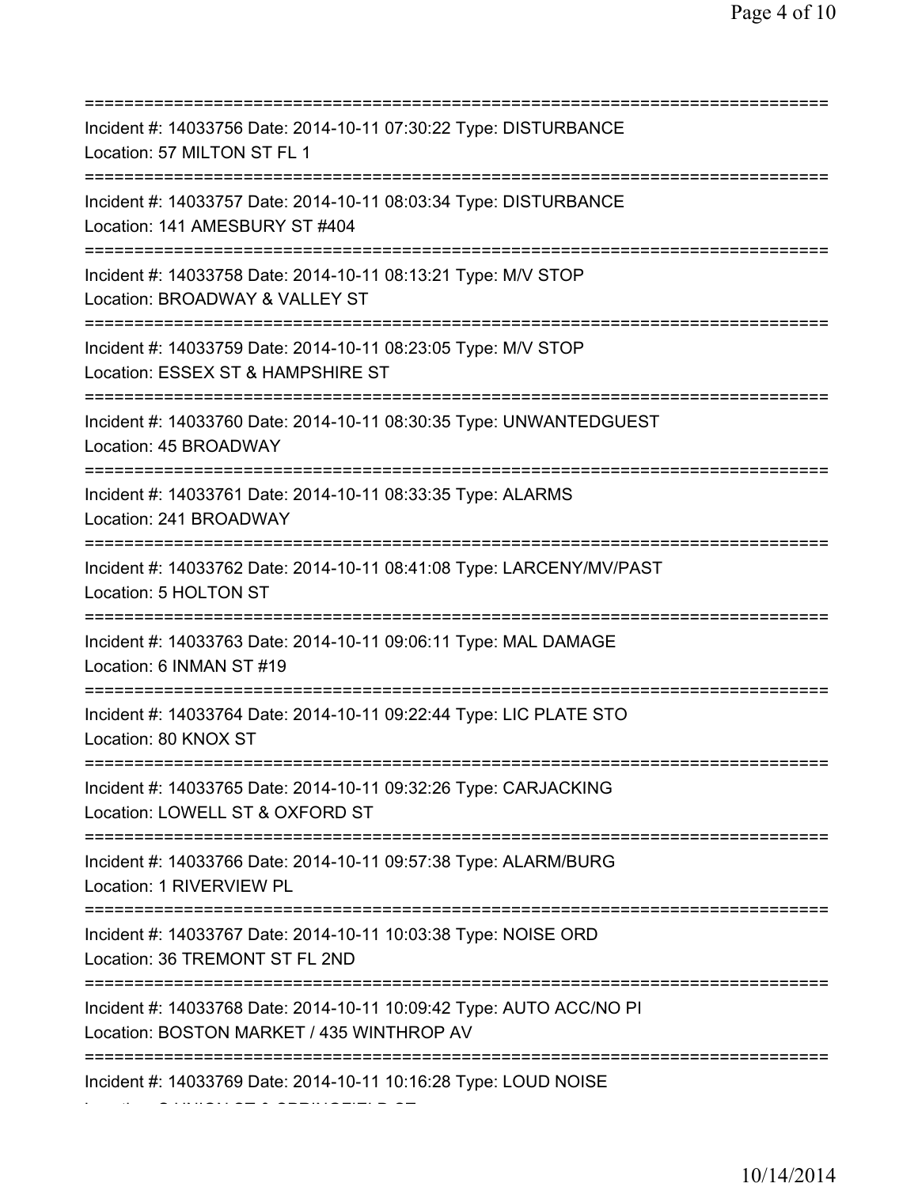==============================================================================

Incident #: 14033756 Date: 2014-10-11 07:30:22 Type: DISTURBANCE
Location: 57 MILTON ST FL 1

==============================================================================

Incident #: 14033757 Date: 2014-10-11 08:03:34 Type: DISTURBANCE
Location: 141 AMESBURY ST #404

==============================================================================

Incident #: 14033758 Date: 2014-10-11 08:13:21 Type: M/V STOP
Location: BROADWAY & VALLEY ST

==============================================================================

Incident #: 14033759 Date: 2014-10-11 08:23:05 Type: M/V STOP
Location: ESSEX ST & HAMPSHIRE ST

==============================================================================

Incident #: 14033760 Date: 2014-10-11 08:30:35 Type: UNWANTEDGUEST
Location: 45 BROADWAY

==============================================================================

Incident #: 14033761 Date: 2014-10-11 08:33:35 Type: ALARMS
Location: 241 BROADWAY

==============================================================================

Incident #: 14033762 Date: 2014-10-11 08:41:08 Type: LARCENY/MV/PAST
Location: 5 HOLTON ST

==============================================================================

Incident #: 14033763 Date: 2014-10-11 09:06:11 Type: MAL DAMAGE
Location: 6 INMAN ST #19

==============================================================================

Incident #: 14033764 Date: 2014-10-11 09:22:44 Type: LIC PLATE STO
Location: 80 KNOX ST

==============================================================================

Incident #: 14033765 Date: 2014-10-11 09:32:26 Type: CARJACKING
Location: LOWELL ST & OXFORD ST

==============================================================================

Incident #: 14033766 Date: 2014-10-11 09:57:38 Type: ALARM/BURG
Location: 1 RIVERVIEW PL

==============================================================================

Incident #: 14033767 Date: 2014-10-11 10:03:38 Type: NOISE ORD
Location: 36 TREMONT ST FL 2ND

==============================================================================

Incident #: 14033768 Date: 2014-10-11 10:09:42 Type: AUTO ACC/NO PI
Location: BOSTON MARKET / 435 WINTHROP AV

==============================================================================

Incident #: 14033769 Date: 2014-10-11 10:16:28 Type: LOUD NOISE
Location: S UNION ST & SPRINGFIELD ST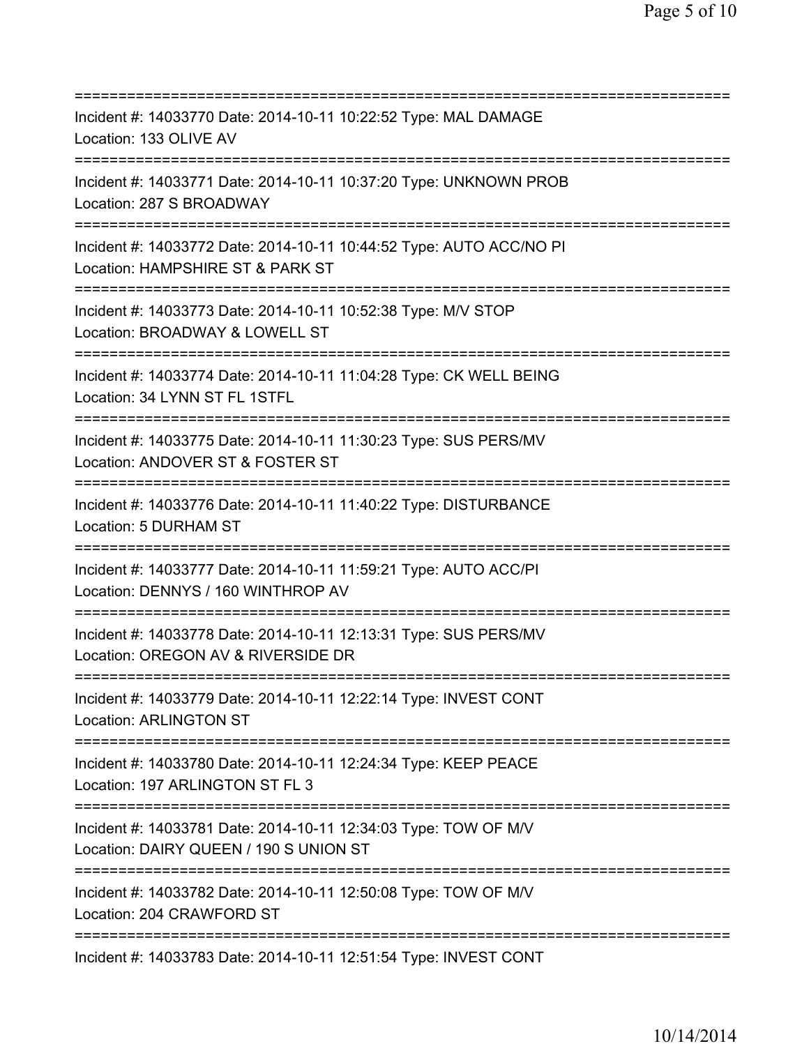===========================================================================
Incident #: 14033770 Date: 2014-10-11 10:22:52 Type: MAL DAMAGE
Location: 133 OLIVE AV
===========================================================================
Incident #: 14033771 Date: 2014-10-11 10:37:20 Type: UNKNOWN PROB
Location: 287 S BROADWAY
===========================================================================
Incident #: 14033772 Date: 2014-10-11 10:44:52 Type: AUTO ACC/NO PI
Location: HAMPSHIRE ST & PARK ST
===========================================================================
Incident #: 14033773 Date: 2014-10-11 10:52:38 Type: M/V STOP
Location: BROADWAY & LOWELL ST
===========================================================================
Incident #: 14033774 Date: 2014-10-11 11:04:28 Type: CK WELL BEING
Location: 34 LYNN ST FL 1STFL
===========================================================================
Incident #: 14033775 Date: 2014-10-11 11:30:23 Type: SUS PERS/MV
Location: ANDOVER ST & FOSTER ST
===========================================================================
Incident #: 14033776 Date: 2014-10-11 11:40:22 Type: DISTURBANCE
Location: 5 DURHAM ST
===========================================================================
Incident #: 14033777 Date: 2014-10-11 11:59:21 Type: AUTO ACC/PI
Location: DENNYS / 160 WINTHROP AV
===========================================================================
Incident #: 14033778 Date: 2014-10-11 12:13:31 Type: SUS PERS/MV
Location: OREGON AV & RIVERSIDE DR
===========================================================================
Incident #: 14033779 Date: 2014-10-11 12:22:14 Type: INVEST CONT
Location: ARLINGTON ST
===========================================================================
Incident #: 14033780 Date: 2014-10-11 12:24:34 Type: KEEP PEACE
Location: 197 ARLINGTON ST FL 3
===========================================================================
Incident #: 14033781 Date: 2014-10-11 12:34:03 Type: TOW OF M/V
Location: DAIRY QUEEN / 190 S UNION ST
===========================================================================
Incident #: 14033782 Date: 2014-10-11 12:50:08 Type: TOW OF M/V
Location: 204 CRAWFORD ST
===========================================================================
Incident #: 14033783 Date: 2014-10-11 12:51:54 Type: INVEST CONT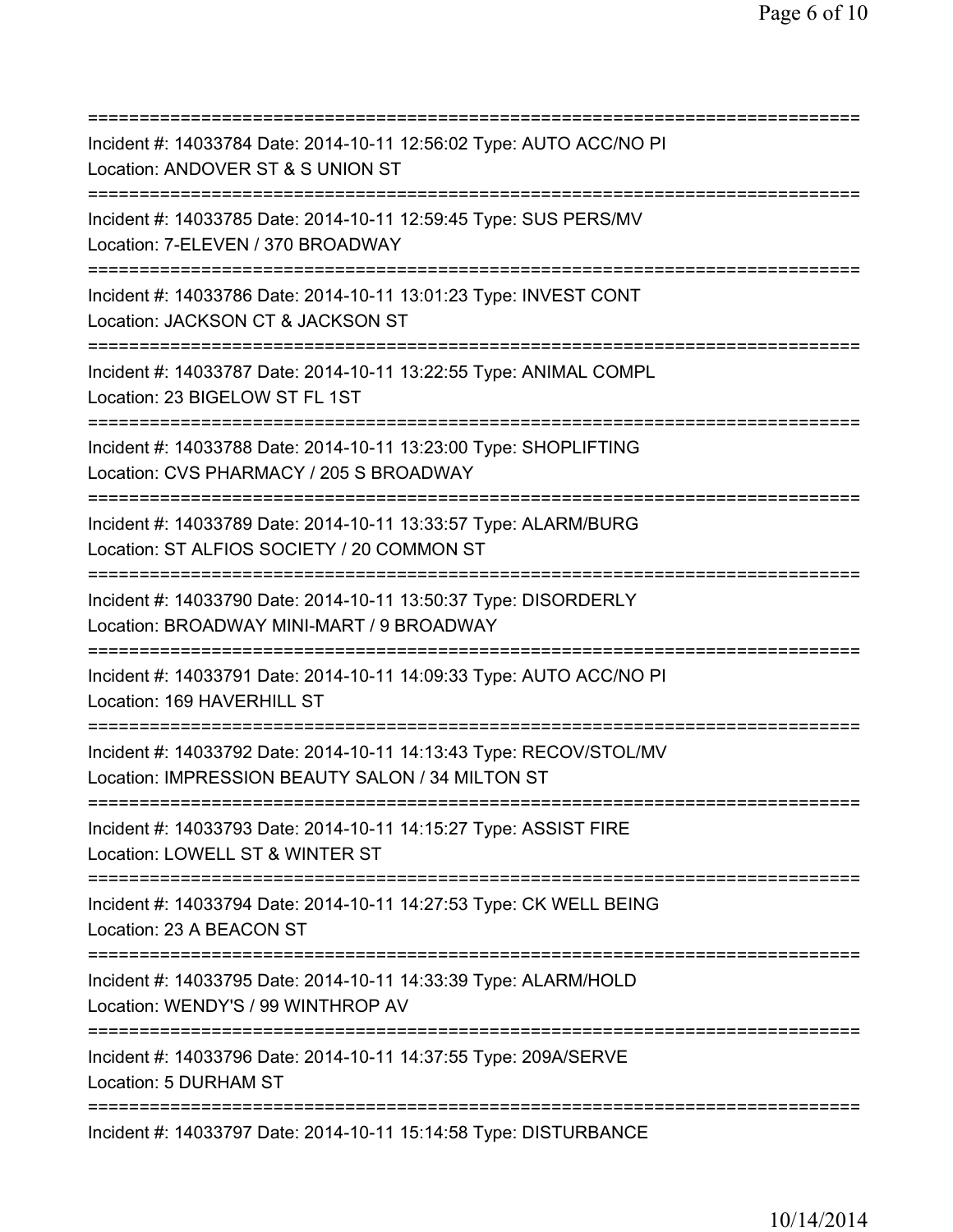===========================================================================

Incident #: 14033784 Date: 2014-10-11 12:56:02 Type: AUTO ACC/NO PI
Location: ANDOVER ST & S UNION ST

===========================================================================

Incident #: 14033785 Date: 2014-10-11 12:59:45 Type: SUS PERS/MV
Location: 7-ELEVEN / 370 BROADWAY

===========================================================================

Incident #: 14033786 Date: 2014-10-11 13:01:23 Type: INVEST CONT
Location: JACKSON CT & JACKSON ST

===========================================================================

Incident #: 14033787 Date: 2014-10-11 13:22:55 Type: ANIMAL COMPL
Location: 23 BIGELOW ST FL 1ST

===========================================================================

Incident #: 14033788 Date: 2014-10-11 13:23:00 Type: SHOPLIFTING
Location: CVS PHARMACY / 205 S BROADWAY

===========================================================================

Incident #: 14033789 Date: 2014-10-11 13:33:57 Type: ALARM/BURG
Location: ST ALFIOS SOCIETY / 20 COMMON ST

===========================================================================

Incident #: 14033790 Date: 2014-10-11 13:50:37 Type: DISORDERLY
Location: BROADWAY MINI-MART / 9 BROADWAY

===========================================================================

Incident #: 14033791 Date: 2014-10-11 14:09:33 Type: AUTO ACC/NO PI
Location: 169 HAVERHILL ST

===========================================================================

Incident #: 14033792 Date: 2014-10-11 14:13:43 Type: RECOV/STOL/MV
Location: IMPRESSION BEAUTY SALON / 34 MILTON ST

===========================================================================

Incident #: 14033793 Date: 2014-10-11 14:15:27 Type: ASSIST FIRE
Location: LOWELL ST & WINTER ST

===========================================================================

Incident #: 14033794 Date: 2014-10-11 14:27:53 Type: CK WELL BEING
Location: 23 A BEACON ST

===========================================================================

Incident #: 14033795 Date: 2014-10-11 14:33:39 Type: ALARM/HOLD
Location: WENDY'S / 99 WINTHROP AV

===========================================================================

Incident #: 14033796 Date: 2014-10-11 14:37:55 Type: 209A/SERVE
Location: 5 DURHAM ST

===========================================================================

Incident #: 14033797 Date: 2014-10-11 15:14:58 Type: DISTURBANCE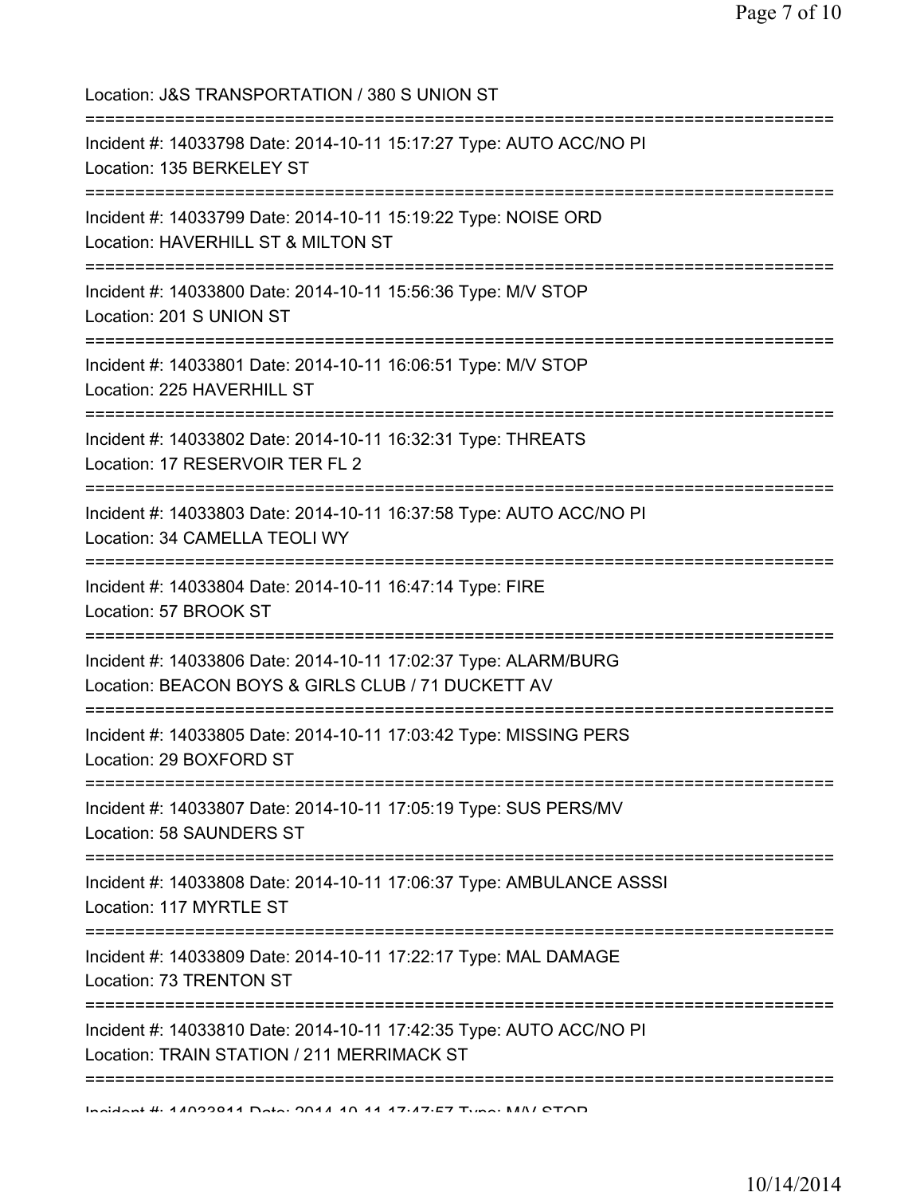Location: J&S TRANSPORTATION / 380 S UNION ST

===========================================================================

Incident #: 14033798 Date: 2014-10-11 15:17:27 Type: AUTO ACC/NO PI
Location: 135 BERKELEY ST

===========================================================================

Incident #: 14033799 Date: 2014-10-11 15:19:22 Type: NOISE ORD
Location: HAVERHILL ST & MILTON ST

===========================================================================

Incident #: 14033800 Date: 2014-10-11 15:56:36 Type: M/V STOP
Location: 201 S UNION ST

===========================================================================

Incident #: 14033801 Date: 2014-10-11 16:06:51 Type: M/V STOP
Location: 225 HAVERHILL ST

===========================================================================

Incident #: 14033802 Date: 2014-10-11 16:32:31 Type: THREATS
Location: 17 RESERVOIR TER FL 2

===========================================================================

Incident #: 14033803 Date: 2014-10-11 16:37:58 Type: AUTO ACC/NO PI
Location: 34 CAMELLA TEOLI WY

===========================================================================

Incident #: 14033804 Date: 2014-10-11 16:47:14 Type: FIRE
Location: 57 BROOK ST

===========================================================================

Incident #: 14033806 Date: 2014-10-11 17:02:37 Type: ALARM/BURG
Location: BEACON BOYS & GIRLS CLUB / 71 DUCKETT AV

===========================================================================

Incident #: 14033805 Date: 2014-10-11 17:03:42 Type: MISSING PERS
Location: 29 BOXFORD ST

===========================================================================

Incident #: 14033807 Date: 2014-10-11 17:05:19 Type: SUS PERS/MV
Location: 58 SAUNDERS ST

===========================================================================

Incident #: 14033808 Date: 2014-10-11 17:06:37 Type: AMBULANCE ASSSI
Location: 117 MYRTLE ST

===========================================================================

Incident #: 14033809 Date: 2014-10-11 17:22:17 Type: MAL DAMAGE
Location: 73 TRENTON ST

===========================================================================

Incident #: 14033810 Date: 2014-10-11 17:42:35 Type: AUTO ACC/NO PI
Location: TRAIN STATION / 211 MERRIMACK ST

===========================================================================

Incident #: 14033811 Date: 2014-10-11 17:47:57 Type: M/V STOP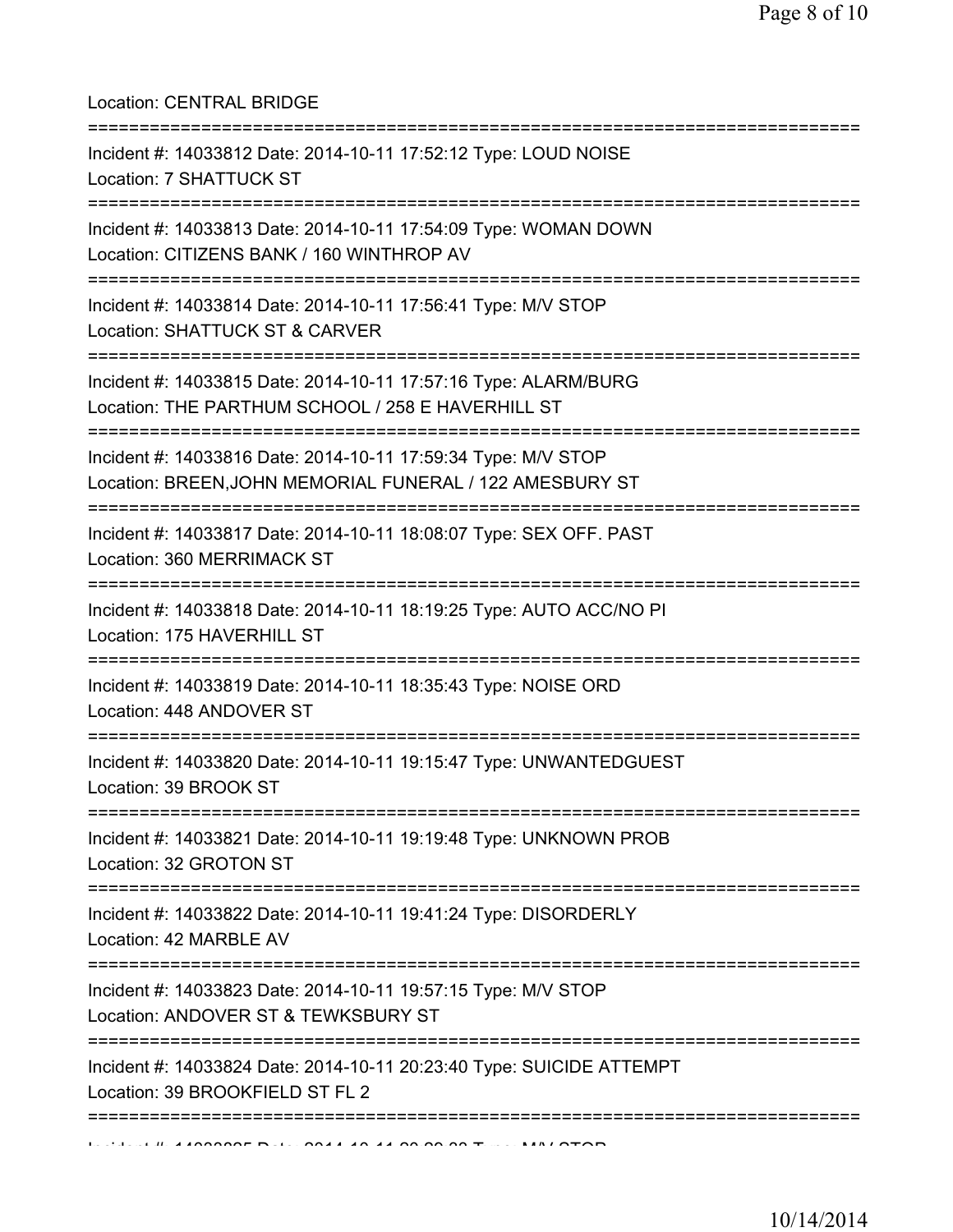Location: CENTRAL BRIDGE

===========================================================================

Incident #: 14033812 Date: 2014-10-11 17:52:12 Type: LOUD NOISE
Location: 7 SHATTUCK ST

===========================================================================

Incident #: 14033813 Date: 2014-10-11 17:54:09 Type: WOMAN DOWN
Location: CITIZENS BANK / 160 WINTHROP AV

===========================================================================

Incident #: 14033814 Date: 2014-10-11 17:56:41 Type: M/V STOP
Location: SHATTUCK ST & CARVER

===========================================================================

Incident #: 14033815 Date: 2014-10-11 17:57:16 Type: ALARM/BURG
Location: THE PARTHUM SCHOOL / 258 E HAVERHILL ST

===========================================================================

Incident #: 14033816 Date: 2014-10-11 17:59:34 Type: M/V STOP
Location: BREEN,JOHN MEMORIAL FUNERAL / 122 AMESBURY ST

===========================================================================

Incident #: 14033817 Date: 2014-10-11 18:08:07 Type: SEX OFF. PAST
Location: 360 MERRIMACK ST

===========================================================================

Incident #: 14033818 Date: 2014-10-11 18:19:25 Type: AUTO ACC/NO PI
Location: 175 HAVERHILL ST

===========================================================================

Incident #: 14033819 Date: 2014-10-11 18:35:43 Type: NOISE ORD
Location: 448 ANDOVER ST

===========================================================================

Incident #: 14033820 Date: 2014-10-11 19:15:47 Type: UNWANTEDGUEST
Location: 39 BROOK ST

===========================================================================

Incident #: 14033821 Date: 2014-10-11 19:19:48 Type: UNKNOWN PROB
Location: 32 GROTON ST

===========================================================================

Incident #: 14033822 Date: 2014-10-11 19:41:24 Type: DISORDERLY
Location: 42 MARBLE AV

===========================================================================

Incident #: 14033823 Date: 2014-10-11 19:57:15 Type: M/V STOP
Location: ANDOVER ST & TEWKSBURY ST

===========================================================================

Incident #: 14033824 Date: 2014-10-11 20:23:40 Type: SUICIDE ATTEMPT
Location: 39 BROOKFIELD ST FL 2

===========================================================================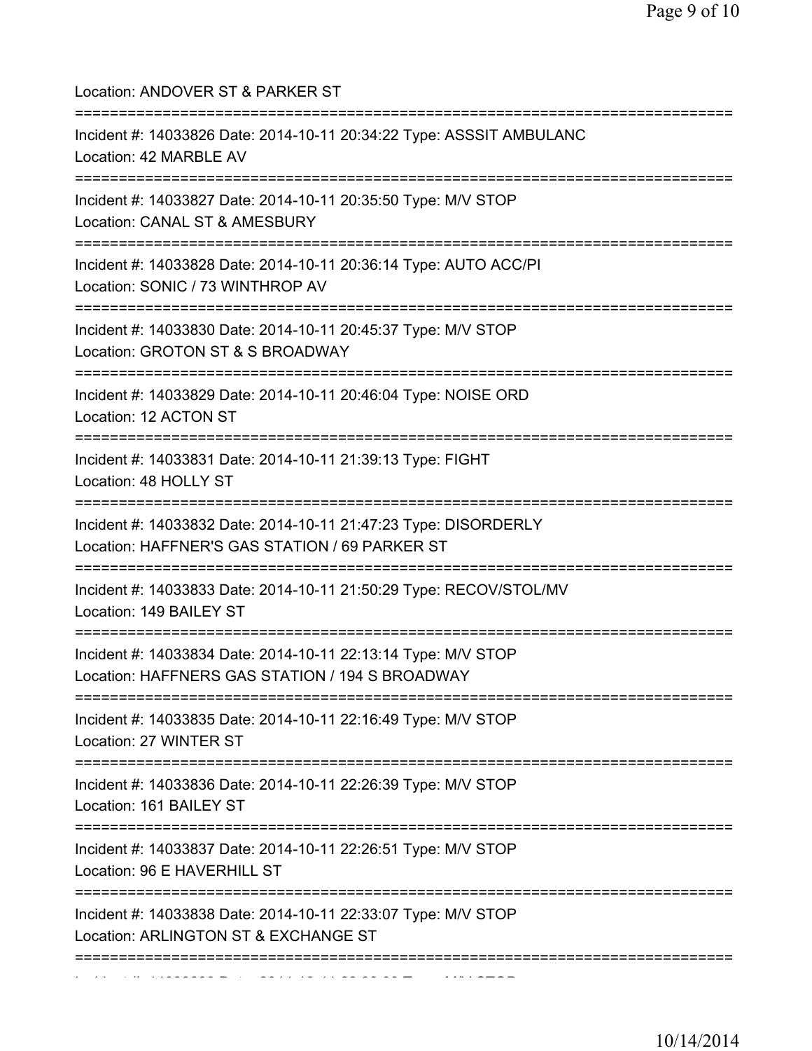Location: ANDOVER ST & PARKER ST

===========================================================================

Incident #: 14033826 Date: 2014-10-11 20:34:22 Type: ASSSIT AMBULANC
Location: 42 MARBLE AV

===========================================================================

Incident #: 14033827 Date: 2014-10-11 20:35:50 Type: M/V STOP
Location: CANAL ST & AMESBURY

===========================================================================

Incident #: 14033828 Date: 2014-10-11 20:36:14 Type: AUTO ACC/PI
Location: SONIC / 73 WINTHROP AV

===========================================================================

Incident #: 14033830 Date: 2014-10-11 20:45:37 Type: M/V STOP
Location: GROTON ST & S BROADWAY

===========================================================================

Incident #: 14033829 Date: 2014-10-11 20:46:04 Type: NOISE ORD
Location: 12 ACTON ST

===========================================================================

Incident #: 14033831 Date: 2014-10-11 21:39:13 Type: FIGHT
Location: 48 HOLLY ST

===========================================================================

Incident #: 14033832 Date: 2014-10-11 21:47:23 Type: DISORDERLY
Location: HAFFNER'S GAS STATION / 69 PARKER ST

===========================================================================

Incident #: 14033833 Date: 2014-10-11 21:50:29 Type: RECOV/STOL/MV
Location: 149 BAILEY ST

===========================================================================

Incident #: 14033834 Date: 2014-10-11 22:13:14 Type: M/V STOP
Location: HAFFNERS GAS STATION / 194 S BROADWAY

===========================================================================

Incident #: 14033835 Date: 2014-10-11 22:16:49 Type: M/V STOP
Location: 27 WINTER ST

===========================================================================

Incident #: 14033836 Date: 2014-10-11 22:26:39 Type: M/V STOP
Location: 161 BAILEY ST

===========================================================================

Incident #: 14033837 Date: 2014-10-11 22:26:51 Type: M/V STOP
Location: 96 E HAVERHILL ST

===========================================================================

Incident #: 14033838 Date: 2014-10-11 22:33:07 Type: M/V STOP
Location: ARLINGTON ST & EXCHANGE ST

===========================================================================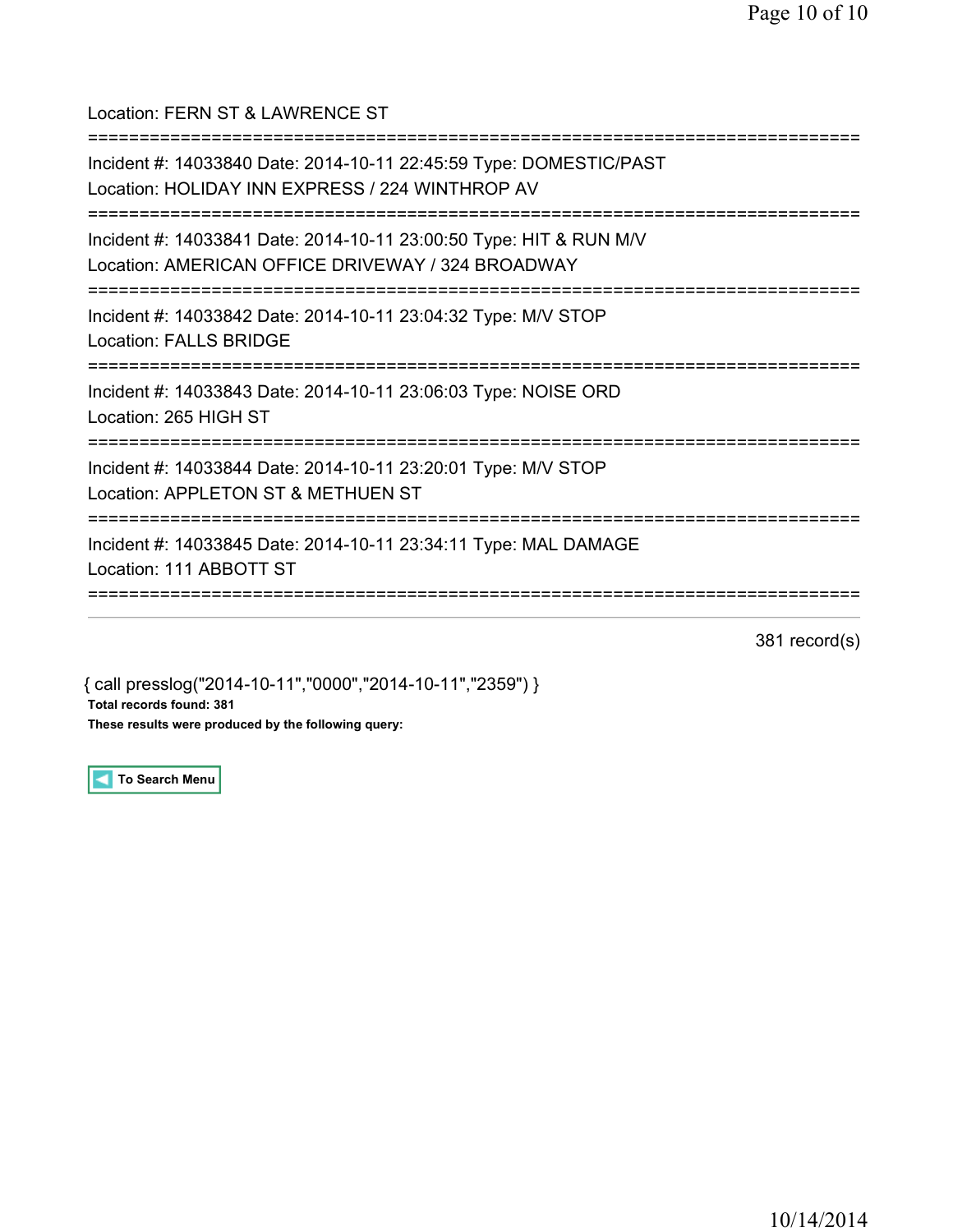Location: FERN ST & LAWRENCE ST

===========================================================================

Incident #: 14033840 Date: 2014-10-11 22:45:59 Type: DOMESTIC/PAST

Location: HOLIDAY INN EXPRESS / 224 WINTHROP AV

===========================================================================

Incident #: 14033841 Date: 2014-10-11 23:00:50 Type: HIT & RUN M/V

Location: AMERICAN OFFICE DRIVEWAY / 324 BROADWAY

===========================================================================

Incident #: 14033842 Date: 2014-10-11 23:04:32 Type: M/V STOP

Location: FALLS BRIDGE

===========================================================================

Incident #: 14033843 Date: 2014-10-11 23:06:03 Type: NOISE ORD

Location: 265 HIGH ST

===========================================================================

Incident #: 14033844 Date: 2014-10-11 23:20:01 Type: M/V STOP

Location: APPLETON ST & METHUEN ST

===========================================================================

Incident #: 14033845 Date: 2014-10-11 23:34:11 Type: MAL DAMAGE

Location: 111 ABBOTT ST

===========================================================================

381 record(s)

{ call presslog("2014-10-11","0000","2014-10-11","2359") }

**Total records found: 381**

**These results were produced by the following query:**

To Search Menu